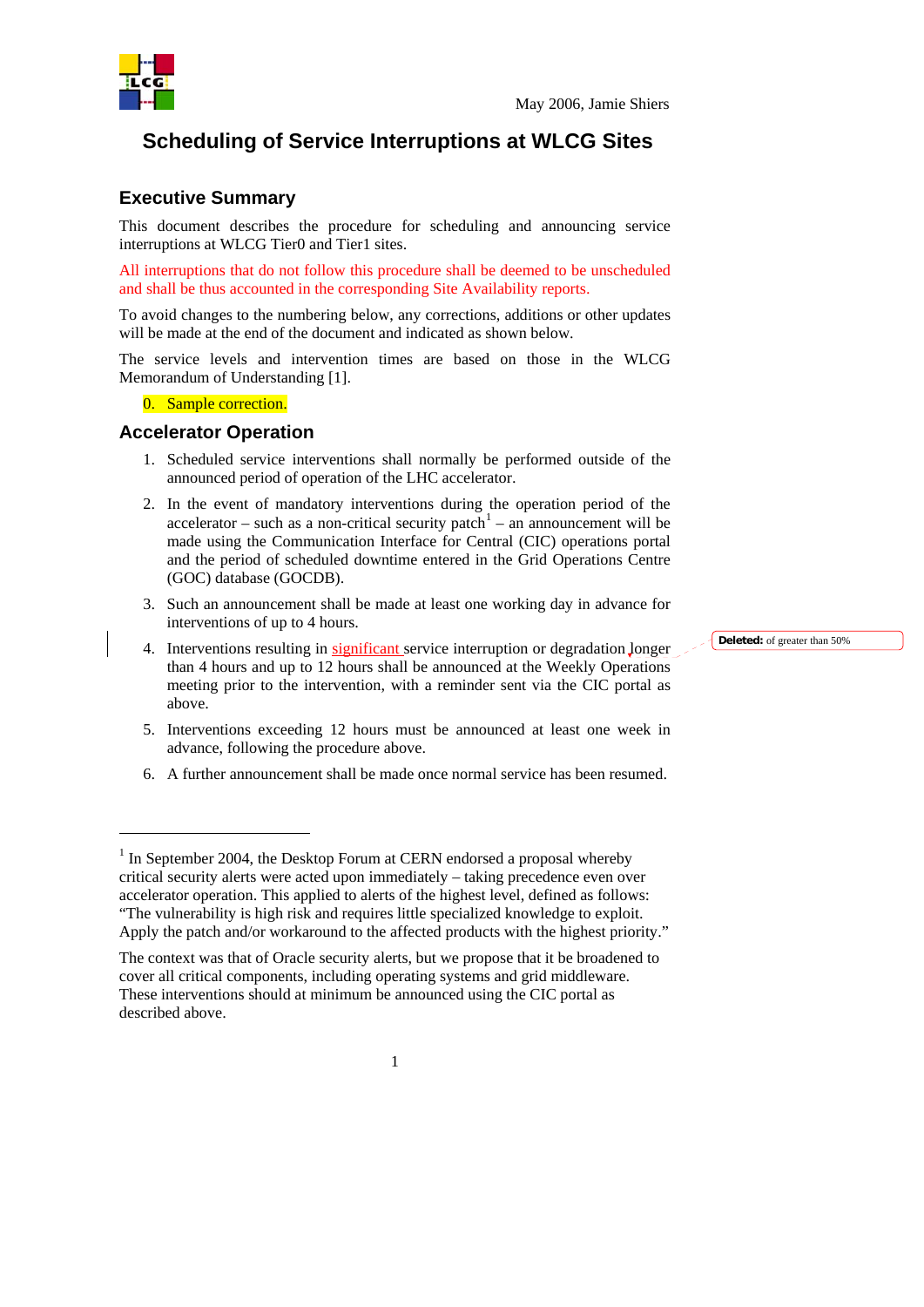May 2006, Jamie Shiers

# Scheduling of Service Interruptions at WLCG Sites

## Executive Summary

This document describes the procedure for scheduling and announcing service interruptions at WLCG Tier0 and Tier1 sites.

All interruptions that do not follow this procedure shall be deemed to be unscheduled and shall be thus accounted in the corresponding Site Availability reports.

To avoid changes to the numbering below, any corrections, additions or other updates will be made at the end of the document and indicated as shown below.

The service levels and intervention times are based on those in the WLCG Memorandum of Understanding [1].

0. Sample correction.

## Accelerator Operation

1. Scheduled service interventions shall normally be performed outside of the announced period of operation of the LHC accelerator.
2. In the event of mandatory interventions during the operation period of the accelerator – such as a non-critical security patch[1] – an announcement will be made using the Communication Interface for Central (CIC) operations portal and the period of scheduled downtime entered in the Grid Operations Centre (GOC) database (GOCDB).
3. Such an announcement shall be made at least one working day in advance for interventions of up to 4 hours.
4. Interventions resulting in significant service interruption or degradation longer than 4 hours and up to 12 hours shall be announced at the Weekly Operations meeting prior to the intervention, with a reminder sent via the CIC portal as above.
5. Interventions exceeding 12 hours must be announced at least one week in advance, following the procedure above.
6. A further announcement shall be made once normal service has been resumed.

**Deleted:** of greater than 50%

---

[1] In September 2004, the Desktop Forum at CERN endorsed a proposal whereby critical security alerts were acted upon immediately – taking precedence even over accelerator operation. This applied to alerts of the highest level, defined as follows: "The vulnerability is high risk and requires little specialized knowledge to exploit. Apply the patch and/or workaround to the affected products with the highest priority."

The context was that of Oracle security alerts, but we propose that it be broadened to cover all critical components, including operating systems and grid middleware. These interventions should at minimum be announced using the CIC portal as described above.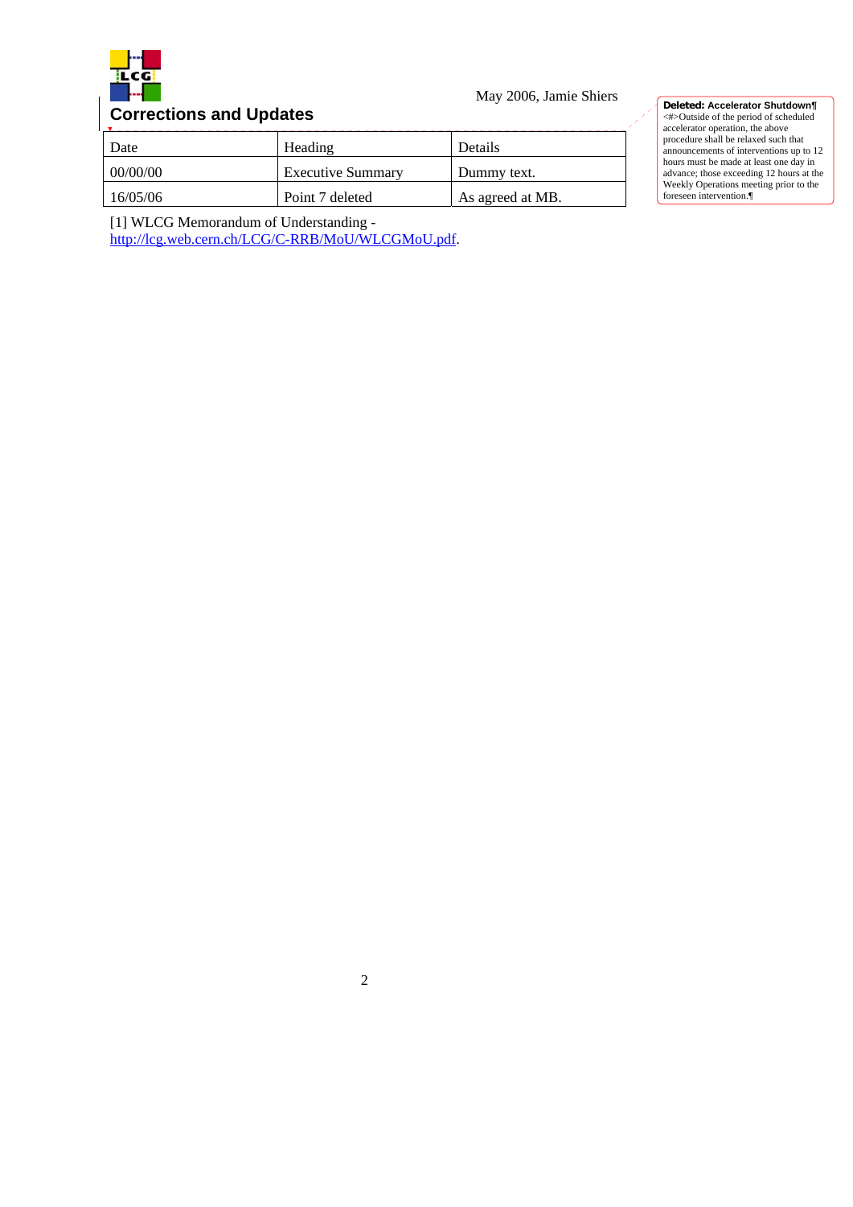## Corrections and Updates

May 2006, Jamie Shiers

| Date | Heading | Details |
|---|---|---|
| 00/00/00 | Executive Summary | Dummy text. |
| 16/05/06 | Point 7 deleted | As agreed at MB. |

[1] WLCG Memorandum of Understanding - http://lcg.web.cern.ch/LCG/C-RRB/MoU/WLCGMoU.pdf.

**Deleted: Accelerator Shutdown**
<#>Outside of the period of scheduled accelerator operation, the above procedure shall be relaxed such that announcements of interventions up to 12 hours must be made at least one day in advance; those exceeding 12 hours at the Weekly Operations meeting prior to the foreseen intervention.